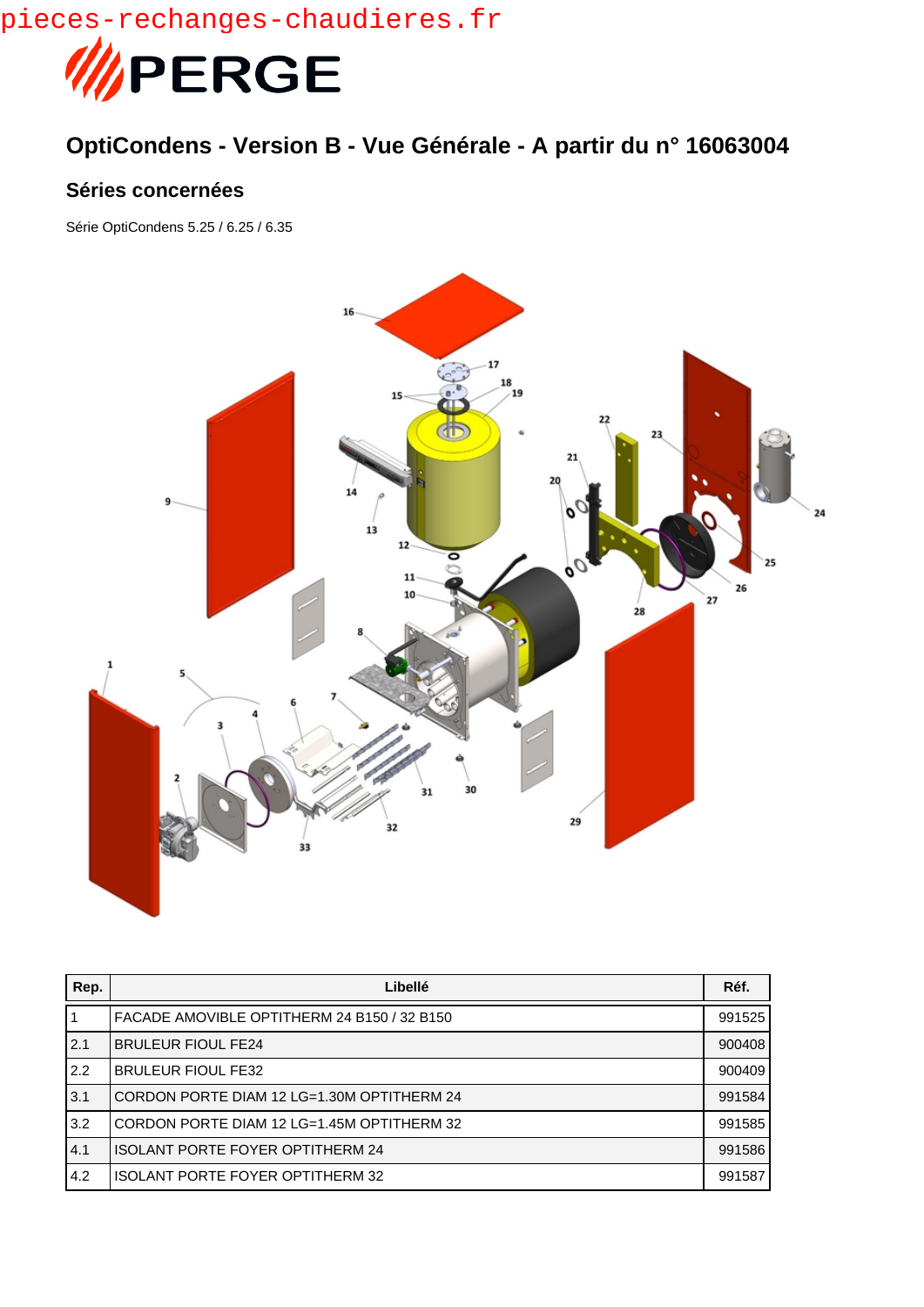pieces-rechanges-chaudieres.fr

PERGE

# OptiCondens - Version B - Vue Générale - A partir du n° 16063004

## Séries concernées

Série OptiCondens 5.25 / 6.25 / 6.35

| Rep. | Libellé | Réf. |
|---|---|---|
| 1 | FACADE AMOVIBLE OPTITHERM 24 B150 / 32 B150 | 991525 |
| 2.1 | BRULEUR FIOUL FE24 | 900408 |
| 2.2 | BRULEUR FIOUL FE32 | 900409 |
| 3.1 | CORDON PORTE DIAM 12 LG=1.30M OPTITHERM 24 | 991584 |
| 3.2 | CORDON PORTE DIAM 12 LG=1.45M OPTITHERM 32 | 991585 |
| 4.1 | ISOLANT PORTE FOYER OPTITHERM 24 | 991586 |
| 4.2 | ISOLANT PORTE FOYER OPTITHERM 32 | 991587 |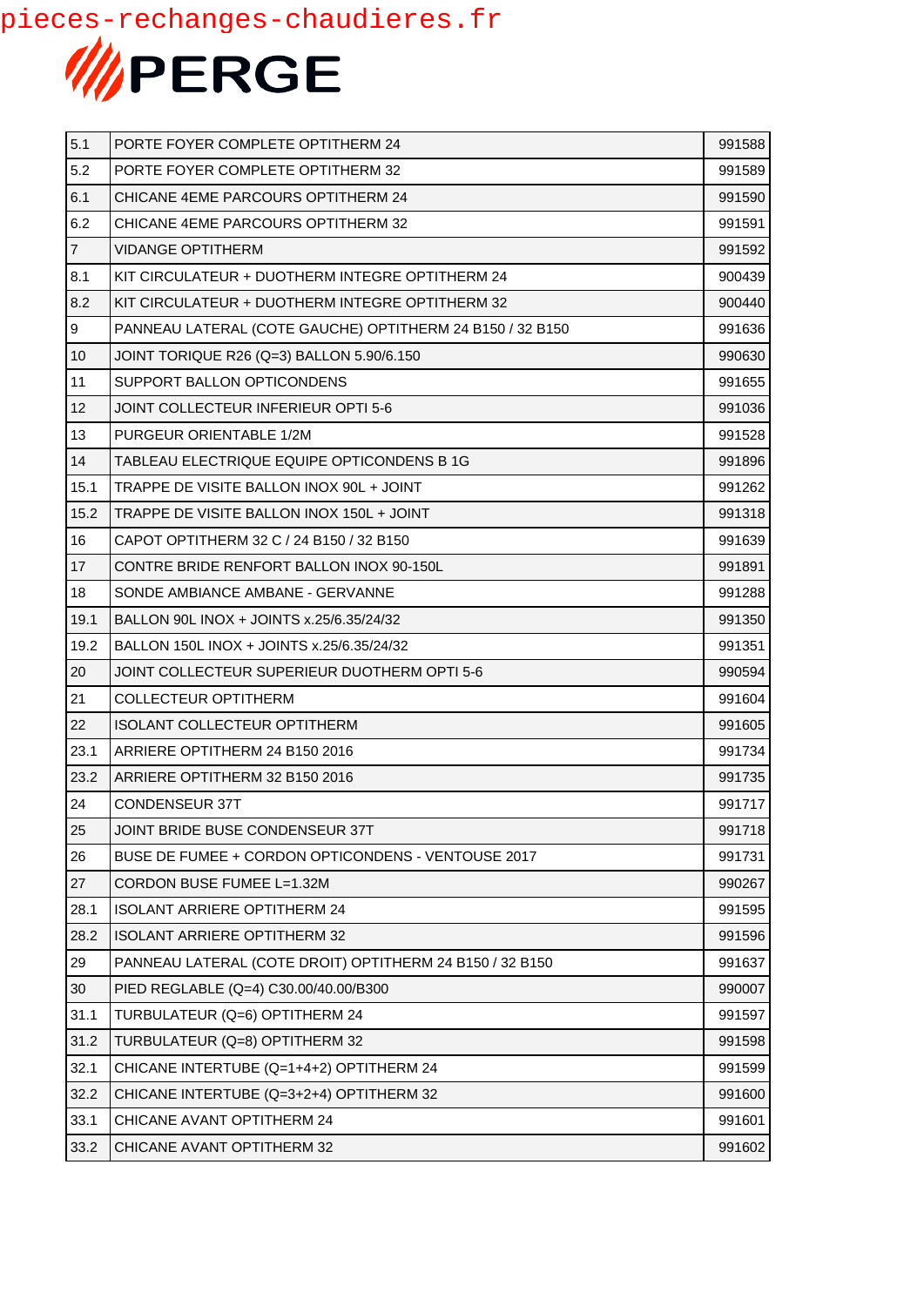pieces-rechanges-chaudieres.fr

PERGE

| | | |
|---|---|---|
| 5.1 | PORTE FOYER COMPLETE OPTITHERM 24 | 991588 |
| 5.2 | PORTE FOYER COMPLETE OPTITHERM 32 | 991589 |
| 6.1 | CHICANE 4EME PARCOURS OPTITHERM 24 | 991590 |
| 6.2 | CHICANE 4EME PARCOURS OPTITHERM 32 | 991591 |
| 7 | VIDANGE OPTITHERM | 991592 |
| 8.1 | KIT CIRCULATEUR + DUOTHERM INTEGRE OPTITHERM 24 | 900439 |
| 8.2 | KIT CIRCULATEUR + DUOTHERM INTEGRE OPTITHERM 32 | 900440 |
| 9 | PANNEAU LATERAL (COTE GAUCHE) OPTITHERM 24 B150 / 32 B150 | 991636 |
| 10 | JOINT TORIQUE R26 (Q=3) BALLON 5.90/6.150 | 990630 |
| 11 | SUPPORT BALLON OPTICONDENS | 991655 |
| 12 | JOINT COLLECTEUR INFERIEUR OPTI 5-6 | 991036 |
| 13 | PURGEUR ORIENTABLE 1/2M | 991528 |
| 14 | TABLEAU ELECTRIQUE EQUIPE OPTICONDENS B 1G | 991896 |
| 15.1 | TRAPPE DE VISITE BALLON INOX 90L + JOINT | 991262 |
| 15.2 | TRAPPE DE VISITE BALLON INOX 150L + JOINT | 991318 |
| 16 | CAPOT OPTITHERM 32 C / 24 B150 / 32 B150 | 991639 |
| 17 | CONTRE BRIDE RENFORT BALLON INOX 90-150L | 991891 |
| 18 | SONDE AMBIANCE AMBANE - GERVANNE | 991288 |
| 19.1 | BALLON 90L INOX + JOINTS x.25/6.35/24/32 | 991350 |
| 19.2 | BALLON 150L INOX + JOINTS x.25/6.35/24/32 | 991351 |
| 20 | JOINT COLLECTEUR SUPERIEUR DUOTHERM OPTI 5-6 | 990594 |
| 21 | COLLECTEUR OPTITHERM | 991604 |
| 22 | ISOLANT COLLECTEUR OPTITHERM | 991605 |
| 23.1 | ARRIERE OPTITHERM 24 B150 2016 | 991734 |
| 23.2 | ARRIERE OPTITHERM 32 B150 2016 | 991735 |
| 24 | CONDENSEUR 37T | 991717 |
| 25 | JOINT BRIDE BUSE CONDENSEUR 37T | 991718 |
| 26 | BUSE DE FUMEE + CORDON OPTICONDENS - VENTOUSE 2017 | 991731 |
| 27 | CORDON BUSE FUMEE L=1.32M | 990267 |
| 28.1 | ISOLANT ARRIERE OPTITHERM 24 | 991595 |
| 28.2 | ISOLANT ARRIERE OPTITHERM 32 | 991596 |
| 29 | PANNEAU LATERAL (COTE DROIT) OPTITHERM 24 B150 / 32 B150 | 991637 |
| 30 | PIED REGLABLE (Q=4) C30.00/40.00/B300 | 990007 |
| 31.1 | TURBULATEUR (Q=6) OPTITHERM 24 | 991597 |
| 31.2 | TURBULATEUR (Q=8) OPTITHERM 32 | 991598 |
| 32.1 | CHICANE INTERTUBE (Q=1+4+2) OPTITHERM 24 | 991599 |
| 32.2 | CHICANE INTERTUBE (Q=3+2+4) OPTITHERM 32 | 991600 |
| 33.1 | CHICANE AVANT OPTITHERM 24 | 991601 |
| 33.2 | CHICANE AVANT OPTITHERM 32 | 991602 |